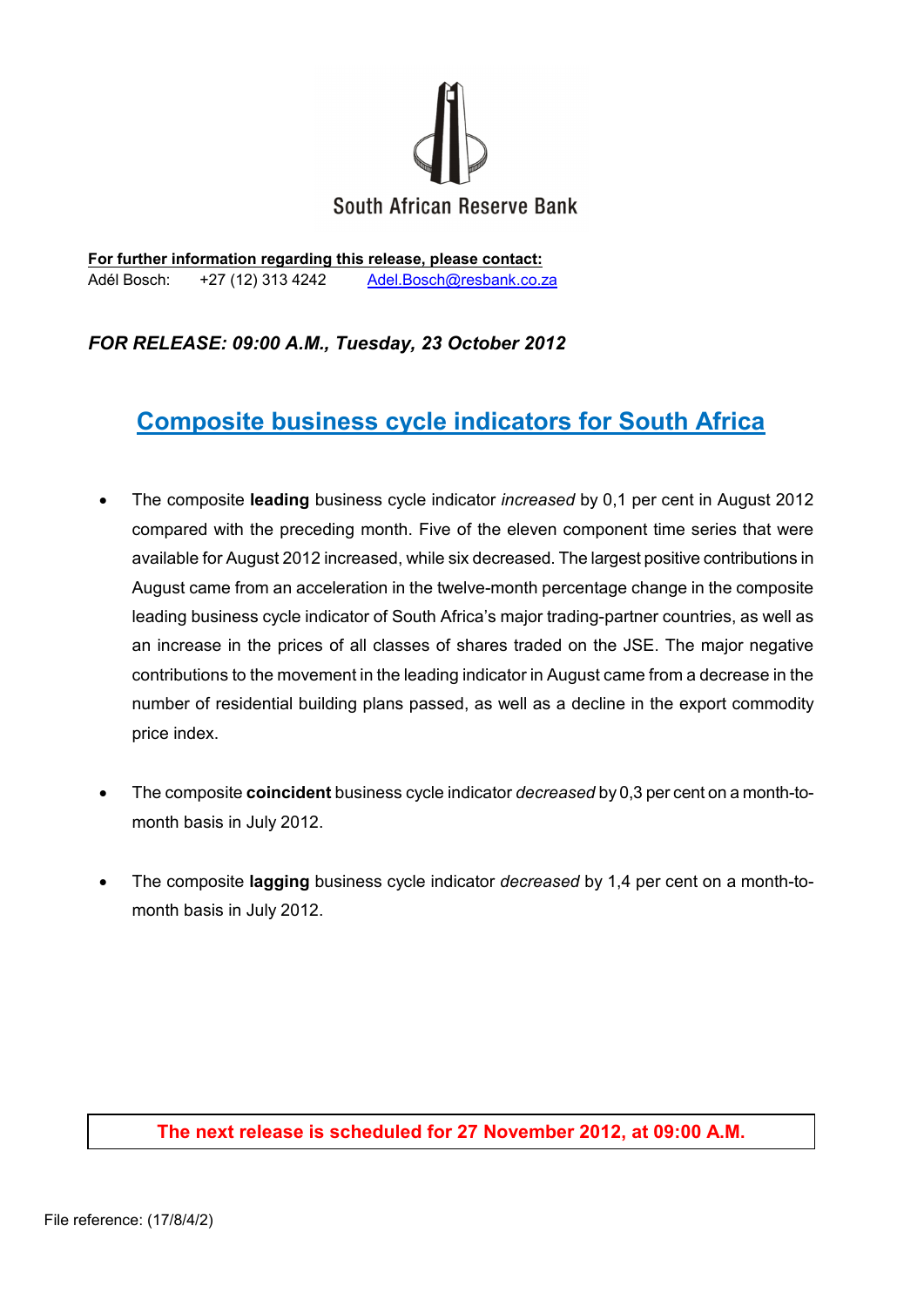South African Reserve Bank

**For further information regarding this release, please contact:**
Adél Bosch: +27 (12) 313 4242 [Adel.Bosch@resbank.co.za](mailto:Adel.Bosch@resbank.co.za)

***FOR RELEASE: 09:00 A.M., Tuesday, 23 October 2012***

# Composite business cycle indicators for South Africa

- The composite **leading** business cycle indicator *increased* by 0,1 per cent in August 2012 compared with the preceding month. Five of the eleven component time series that were available for August 2012 increased, while six decreased. The largest positive contributions in August came from an acceleration in the twelve-month percentage change in the composite leading business cycle indicator of South Africa's major trading-partner countries, as well as an increase in the prices of all classes of shares traded on the JSE. The major negative contributions to the movement in the leading indicator in August came from a decrease in the number of residential building plans passed, as well as a decline in the export commodity price index.

- The composite **coincident** business cycle indicator *decreased* by 0,3 per cent on a month-to-month basis in July 2012.

- The composite **lagging** business cycle indicator *decreased* by 1,4 per cent on a month-to-month basis in July 2012.

**The next release is scheduled for 27 November 2012, at 09:00 A.M.**

File reference: (17/8/4/2)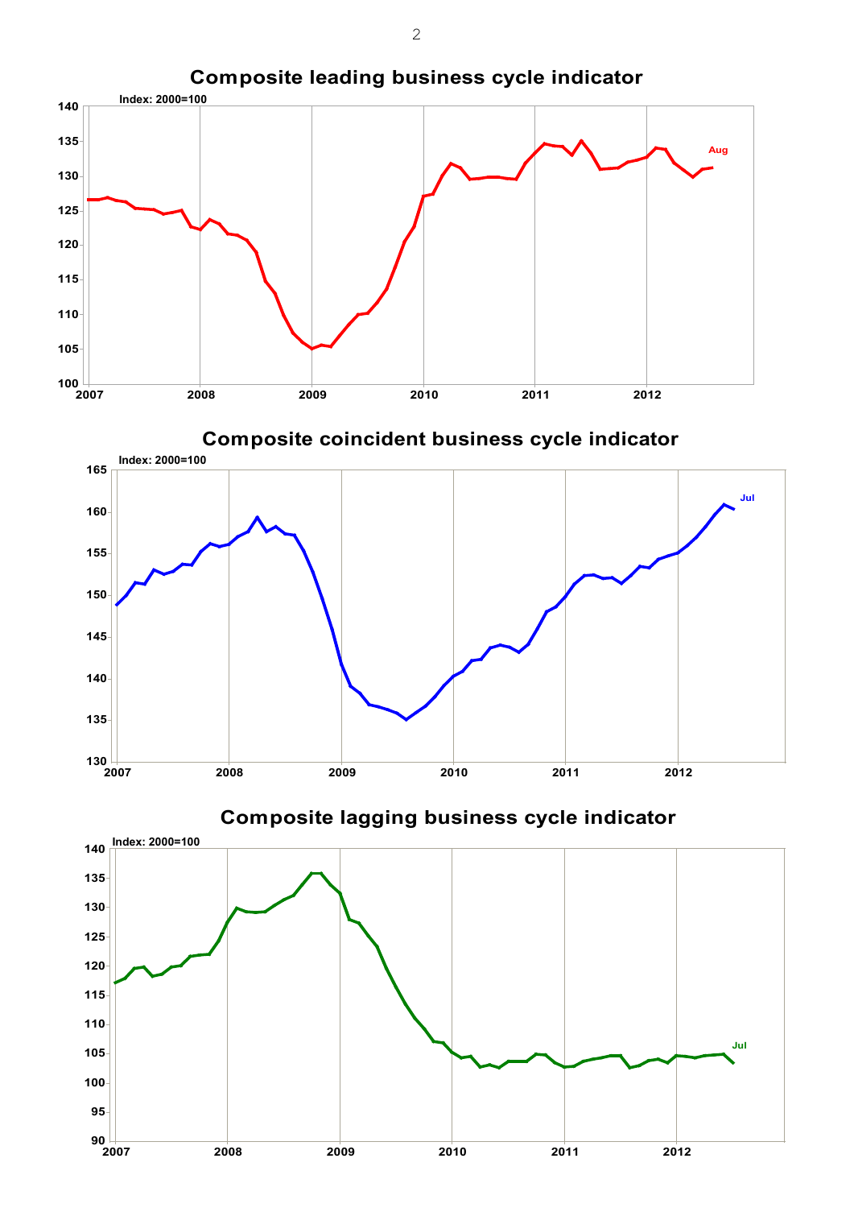## Composite leading business cycle indicator

Index: 2000=100

Aug

## Composite coincident business cycle indicator

Index: 2000=100

Jul

## Composite lagging business cycle indicator

Index: 2000=100

Jul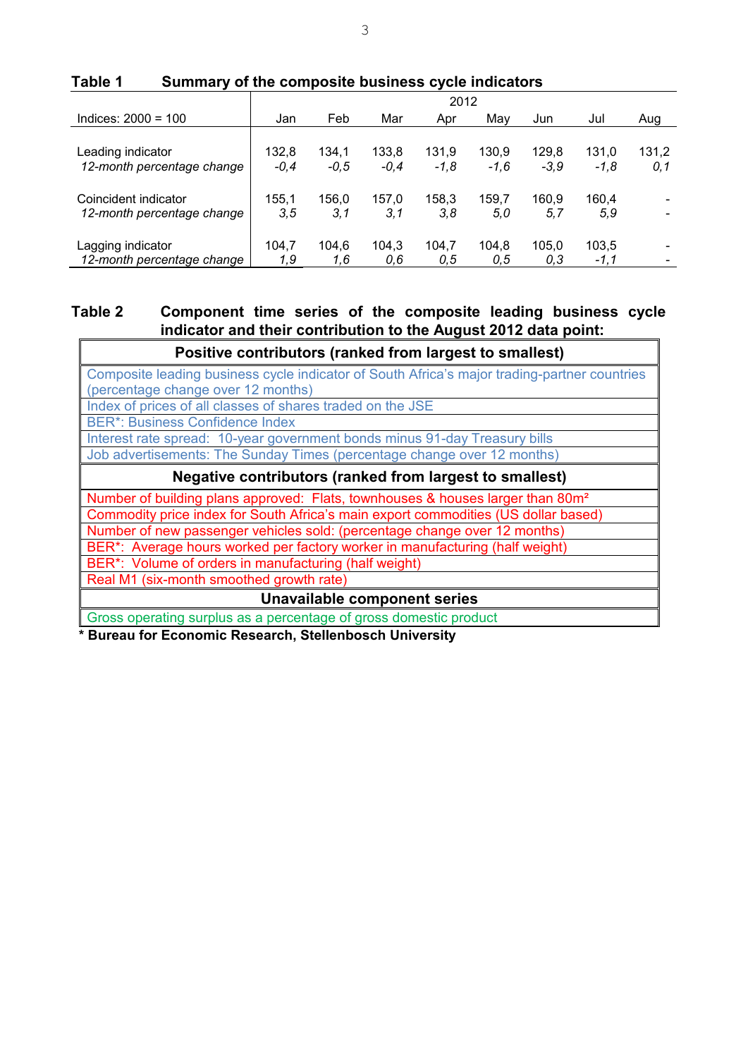**Table 1 Summary of the composite business cycle indicators**

| | 2012 | | | | | | | |
|---|---|---|---|---|---|---|---|---|
| Indices: 2000 = 100 | Jan | Feb | Mar | Apr | May | Jun | Jul | Aug |
| Leading indicator | 132,8 | 134,1 | 133,8 | 131,9 | 130,9 | 129,8 | 131,0 | 131,2 |
| *12-month percentage change* | *-0,4* | *-0,5* | *-0,4* | *-1,8* | *-1,6* | *-3,9* | *-1,8* | *0,1* |
| Coincident indicator | 155,1 | 156,0 | 157,0 | 158,3 | 159,7 | 160,9 | 160,4 | - |
| *12-month percentage change* | *3,5* | *3,1* | *3,1* | *3,8* | *5,0* | *5,7* | *5,9* | - |
| Lagging indicator | 104,7 | 104,6 | 104,3 | 104,7 | 104,8 | 105,0 | 103,5 | - |
| *12-month percentage change* | *1,9* | *1,6* | *0,6* | *0,5* | *0,5* | *0,3* | *-1,1* | - |

**Table 2 Component time series of the composite leading business cycle indicator and their contribution to the August 2012 data point:**

| **Positive contributors (ranked from largest to smallest)** |
|---|
| Composite leading business cycle indicator of South Africa's major trading-partner countries (percentage change over 12 months) |
| Index of prices of all classes of shares traded on the JSE |
| BER*: Business Confidence Index |
| Interest rate spread: 10-year government bonds minus 91-day Treasury bills |
| Job advertisements: The Sunday Times (percentage change over 12 months) |
| **Negative contributors (ranked from largest to smallest)** |
| Number of building plans approved: Flats, townhouses & houses larger than 80m² |
| Commodity price index for South Africa's main export commodities (US dollar based) |
| Number of new passenger vehicles sold: (percentage change over 12 months) |
| BER*: Average hours worked per factory worker in manufacturing (half weight) |
| BER*: Volume of orders in manufacturing (half weight) |
| Real M1 (six-month smoothed growth rate) |
| **Unavailable component series** |
| Gross operating surplus as a percentage of gross domestic product |

**\* Bureau for Economic Research, Stellenbosch University**